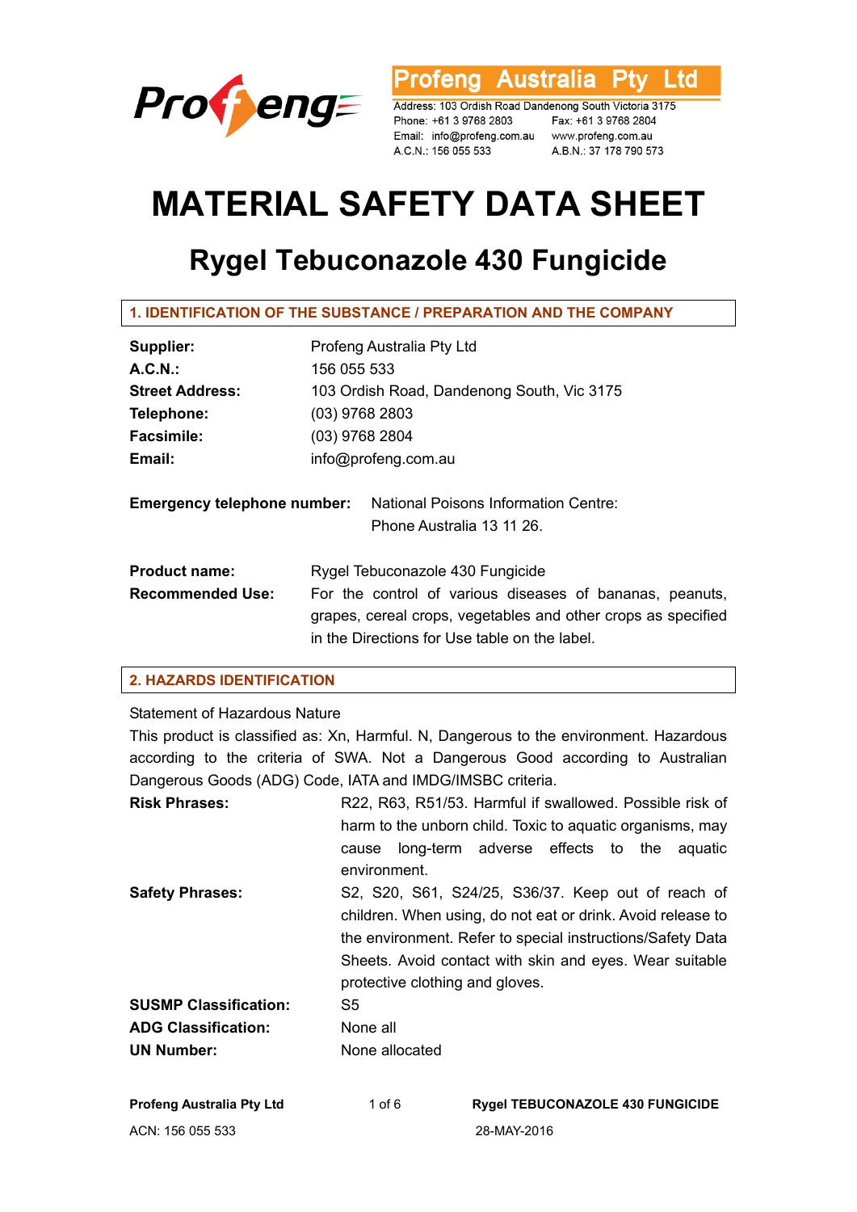Profeng Australia Pty Ltd

Address: 103 Ordish Road Dandenong South Victoria 3175
Phone: +61 3 9768 2803 Fax: +61 3 9768 2804
Email: info@profeng.com.au www.profeng.com.au
A.C.N.: 156 055 533 A.B.N.: 37 178 790 573

# MATERIAL SAFETY DATA SHEET

## Rygel Tebuconazole 430 Fungicide

### 1. IDENTIFICATION OF THE SUBSTANCE / PREPARATION AND THE COMPANY

| | |
|---|---|
| **Supplier:** | Profeng Australia Pty Ltd |
| **A.C.N.:** | 156 055 533 |
| **Street Address:** | 103 Ordish Road, Dandenong South, Vic 3175 |
| **Telephone:** | (03) 9768 2803 |
| **Facsimile:** | (03) 9768 2804 |
| **Email:** | info@profeng.com.au |

**Emergency telephone number:** National Poisons Information Centre: Phone Australia 13 11 26.

| | |
|---|---|
| **Product name:** | Rygel Tebuconazole 430 Fungicide |
| **Recommended Use:** | For the control of various diseases of bananas, peanuts, grapes, cereal crops, vegetables and other crops as specified in the Directions for Use table on the label. |

### 2. HAZARDS IDENTIFICATION

Statement of Hazardous Nature

This product is classified as: Xn, Harmful. N, Dangerous to the environment. Hazardous according to the criteria of SWA. Not a Dangerous Good according to Australian Dangerous Goods (ADG) Code, IATA and IMDG/IMSBC criteria.

| | |
|---|---|
| **Risk Phrases:** | R22, R63, R51/53. Harmful if swallowed. Possible risk of harm to the unborn child. Toxic to aquatic organisms, may cause long-term adverse effects to the aquatic environment. |
| **Safety Phrases:** | S2, S20, S61, S24/25, S36/37. Keep out of reach of children. When using, do not eat or drink. Avoid release to the environment. Refer to special instructions/Safety Data Sheets. Avoid contact with skin and eyes. Wear suitable protective clothing and gloves. |
| **SUSMP Classification:** | S5 |
| **ADG Classification:** | None all |
| **UN Number:** | None allocated |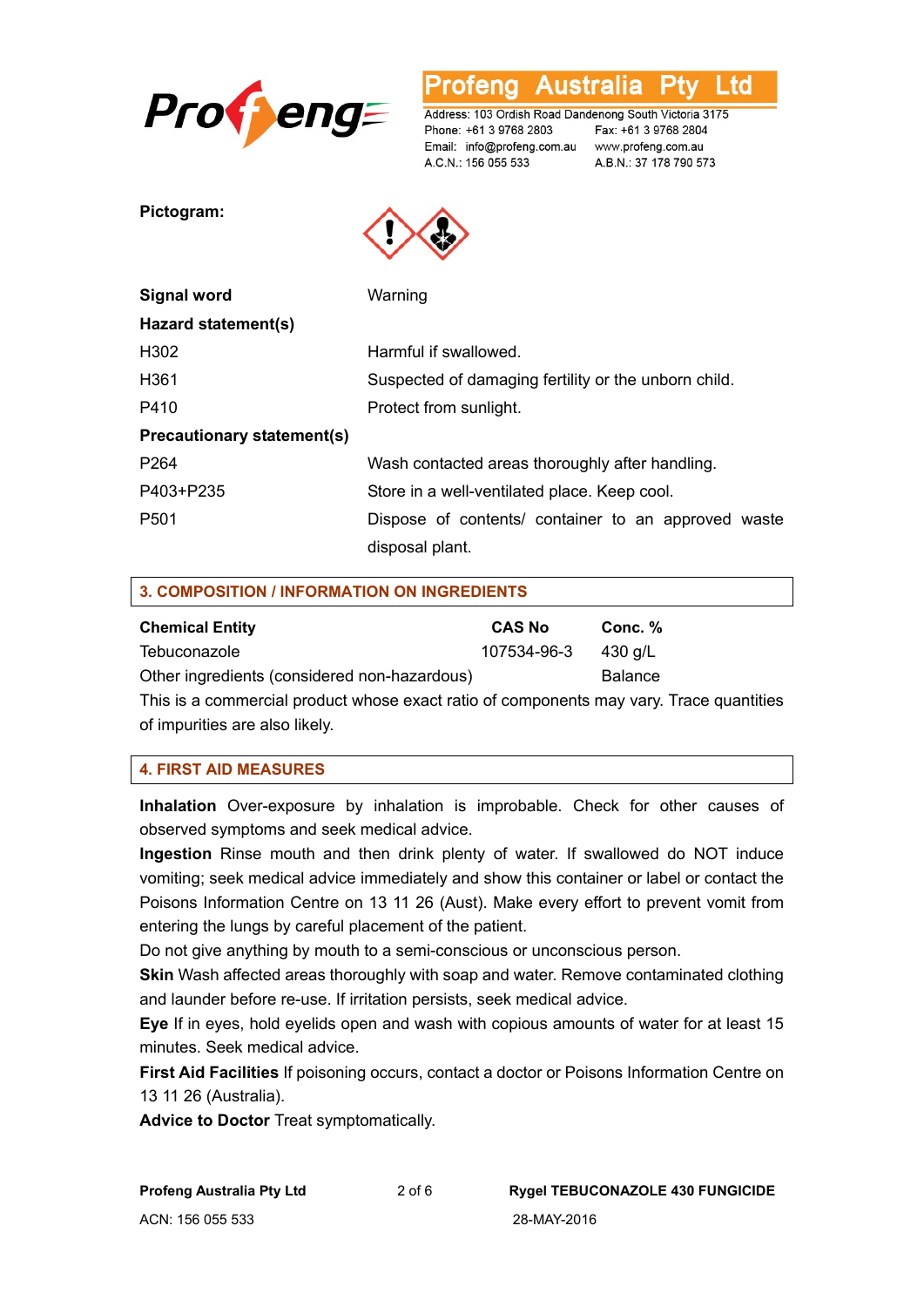**Pictogram:**

| | |
|---|---|
| **Signal word** | Warning |
| **Hazard statement(s)** | |
| H302 | Harmful if swallowed. |
| H361 | Suspected of damaging fertility or the unborn child. |
| P410 | Protect from sunlight. |
| **Precautionary statement(s)** | |
| P264 | Wash contacted areas thoroughly after handling. |
| P403+P235 | Store in a well-ventilated place. Keep cool. |
| P501 | Dispose of contents/ container to an approved waste disposal plant. |

## 3. COMPOSITION / INFORMATION ON INGREDIENTS

| Chemical Entity | CAS No | Conc. % |
|---|---|---|
| Tebuconazole | 107534-96-3 | 430 g/L |
| Other ingredients (considered non-hazardous) | | Balance |

This is a commercial product whose exact ratio of components may vary. Trace quantities of impurities are also likely.

## 4. FIRST AID MEASURES

**Inhalation** Over-exposure by inhalation is improbable. Check for other causes of observed symptoms and seek medical advice.

**Ingestion** Rinse mouth and then drink plenty of water. If swallowed do NOT induce vomiting; seek medical advice immediately and show this container or label or contact the Poisons Information Centre on 13 11 26 (Aust). Make every effort to prevent vomit from entering the lungs by careful placement of the patient.

Do not give anything by mouth to a semi-conscious or unconscious person.

**Skin** Wash affected areas thoroughly with soap and water. Remove contaminated clothing and launder before re-use. If irritation persists, seek medical advice.

**Eye** If in eyes, hold eyelids open and wash with copious amounts of water for at least 15 minutes. Seek medical advice.

**First Aid Facilities** If poisoning occurs, contact a doctor or Poisons Information Centre on 13 11 26 (Australia).

**Advice to Doctor** Treat symptomatically.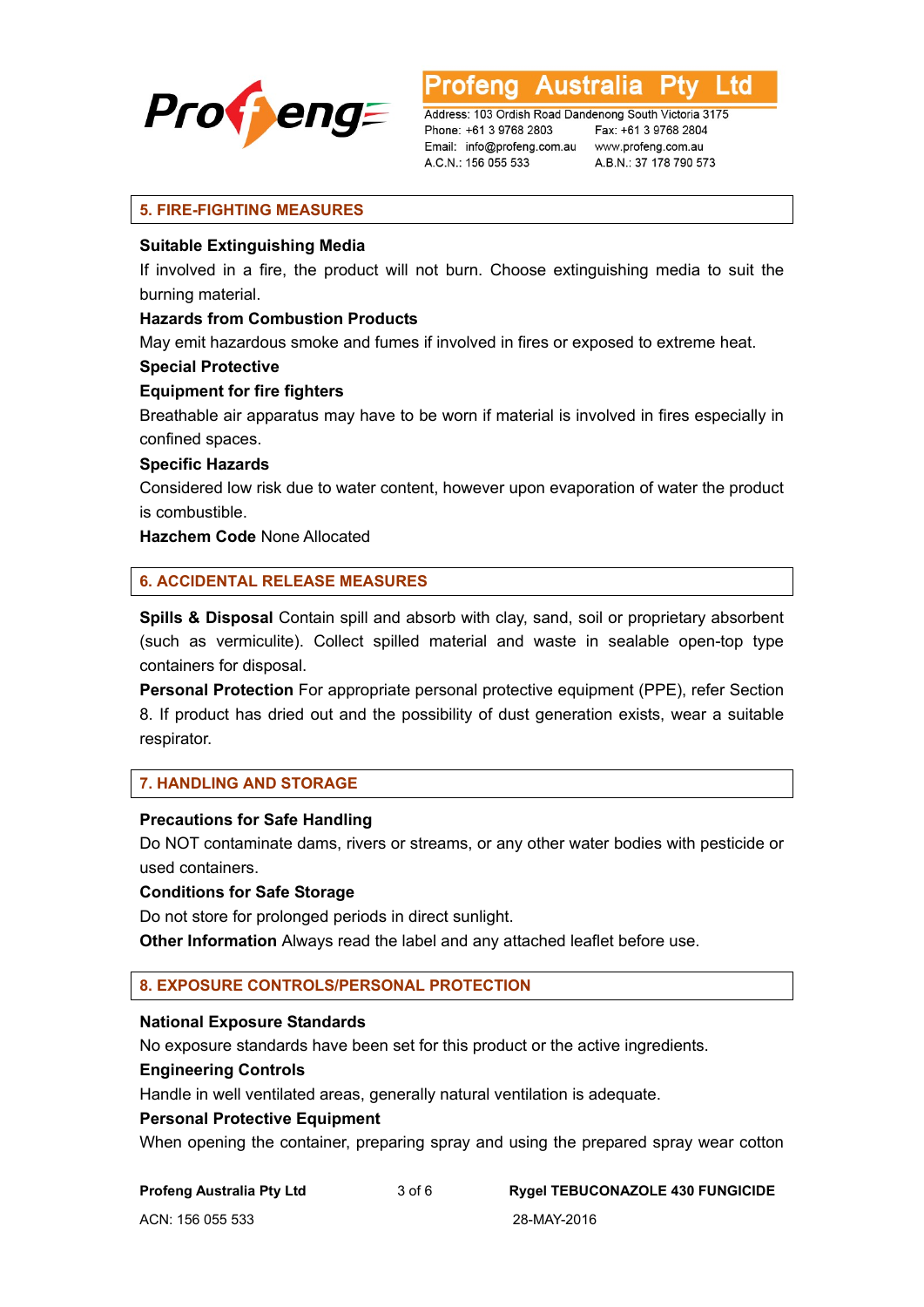## 5. FIRE-FIGHTING MEASURES

**Suitable Extinguishing Media**

If involved in a fire, the product will not burn. Choose extinguishing media to suit the burning material.

**Hazards from Combustion Products**

May emit hazardous smoke and fumes if involved in fires or exposed to extreme heat.

**Special Protective**

**Equipment for fire fighters**

Breathable air apparatus may have to be worn if material is involved in fires especially in confined spaces.

**Specific Hazards**

Considered low risk due to water content, however upon evaporation of water the product is combustible.

**Hazchem Code** None Allocated

## 6. ACCIDENTAL RELEASE MEASURES

**Spills & Disposal** Contain spill and absorb with clay, sand, soil or proprietary absorbent (such as vermiculite). Collect spilled material and waste in sealable open-top type containers for disposal.

**Personal Protection** For appropriate personal protective equipment (PPE), refer Section 8. If product has dried out and the possibility of dust generation exists, wear a suitable respirator.

## 7. HANDLING AND STORAGE

**Precautions for Safe Handling**

Do NOT contaminate dams, rivers or streams, or any other water bodies with pesticide or used containers.

**Conditions for Safe Storage**

Do not store for prolonged periods in direct sunlight.

**Other Information** Always read the label and any attached leaflet before use.

## 8. EXPOSURE CONTROLS/PERSONAL PROTECTION

**National Exposure Standards**

No exposure standards have been set for this product or the active ingredients.

**Engineering Controls**

Handle in well ventilated areas, generally natural ventilation is adequate.

**Personal Protective Equipment**

When opening the container, preparing spray and using the prepared spray wear cotton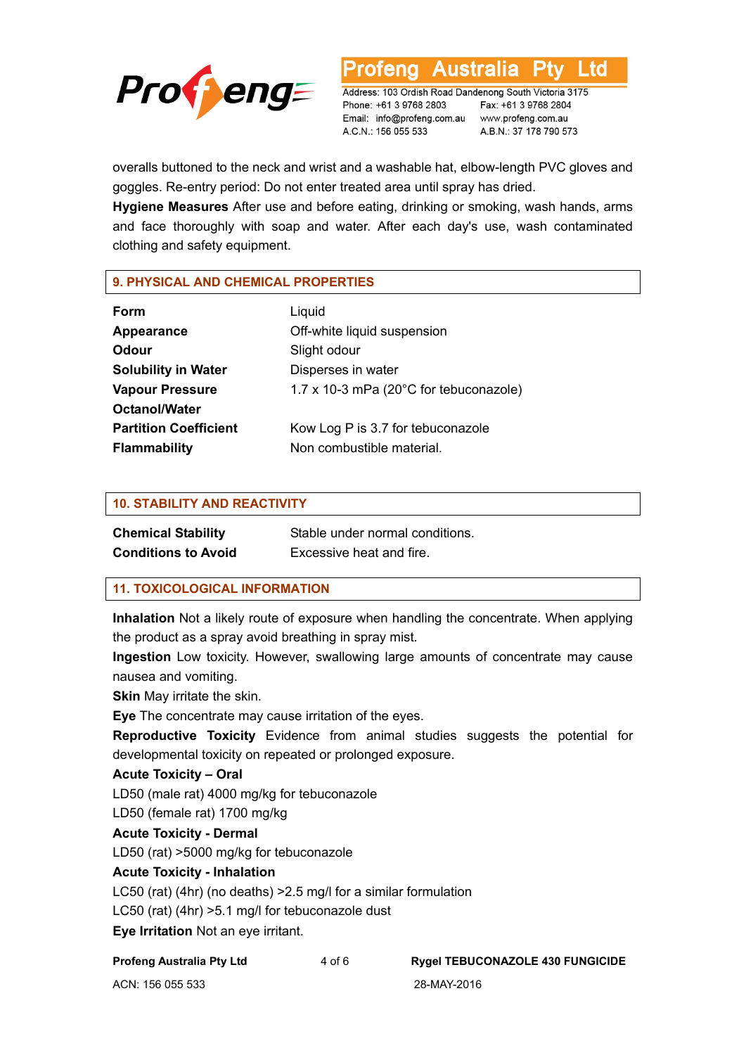overalls buttoned to the neck and wrist and a washable hat, elbow-length PVC gloves and goggles. Re-entry period: Do not enter treated area until spray has dried.

**Hygiene Measures** After use and before eating, drinking or smoking, wash hands, arms and face thoroughly with soap and water. After each day's use, wash contaminated clothing and safety equipment.

## 9. PHYSICAL AND CHEMICAL PROPERTIES

| | |
|---|---|
| **Form** | Liquid |
| **Appearance** | Off-white liquid suspension |
| **Odour** | Slight odour |
| **Solubility in Water** | Disperses in water |
| **Vapour Pressure** | 1.7 x 10-3 mPa (20°C for tebuconazole) |
| **Octanol/Water Partition Coefficient** | Kow Log P is 3.7 for tebuconazole |
| **Flammability** | Non combustible material. |

## 10. STABILITY AND REACTIVITY

| | |
|---|---|
| **Chemical Stability** | Stable under normal conditions. |
| **Conditions to Avoid** | Excessive heat and fire. |

## 11. TOXICOLOGICAL INFORMATION

**Inhalation** Not a likely route of exposure when handling the concentrate. When applying the product as a spray avoid breathing in spray mist.

**Ingestion** Low toxicity. However, swallowing large amounts of concentrate may cause nausea and vomiting.

**Skin** May irritate the skin.

**Eye** The concentrate may cause irritation of the eyes.

**Reproductive Toxicity** Evidence from animal studies suggests the potential for developmental toxicity on repeated or prolonged exposure.

**Acute Toxicity – Oral**

LD50 (male rat) 4000 mg/kg for tebuconazole

LD50 (female rat) 1700 mg/kg

**Acute Toxicity - Dermal**

LD50 (rat) >5000 mg/kg for tebuconazole

**Acute Toxicity - Inhalation**

LC50 (rat) (4hr) (no deaths) >2.5 mg/l for a similar formulation

LC50 (rat) (4hr) >5.1 mg/l for tebuconazole dust

**Eye Irritation** Not an eye irritant.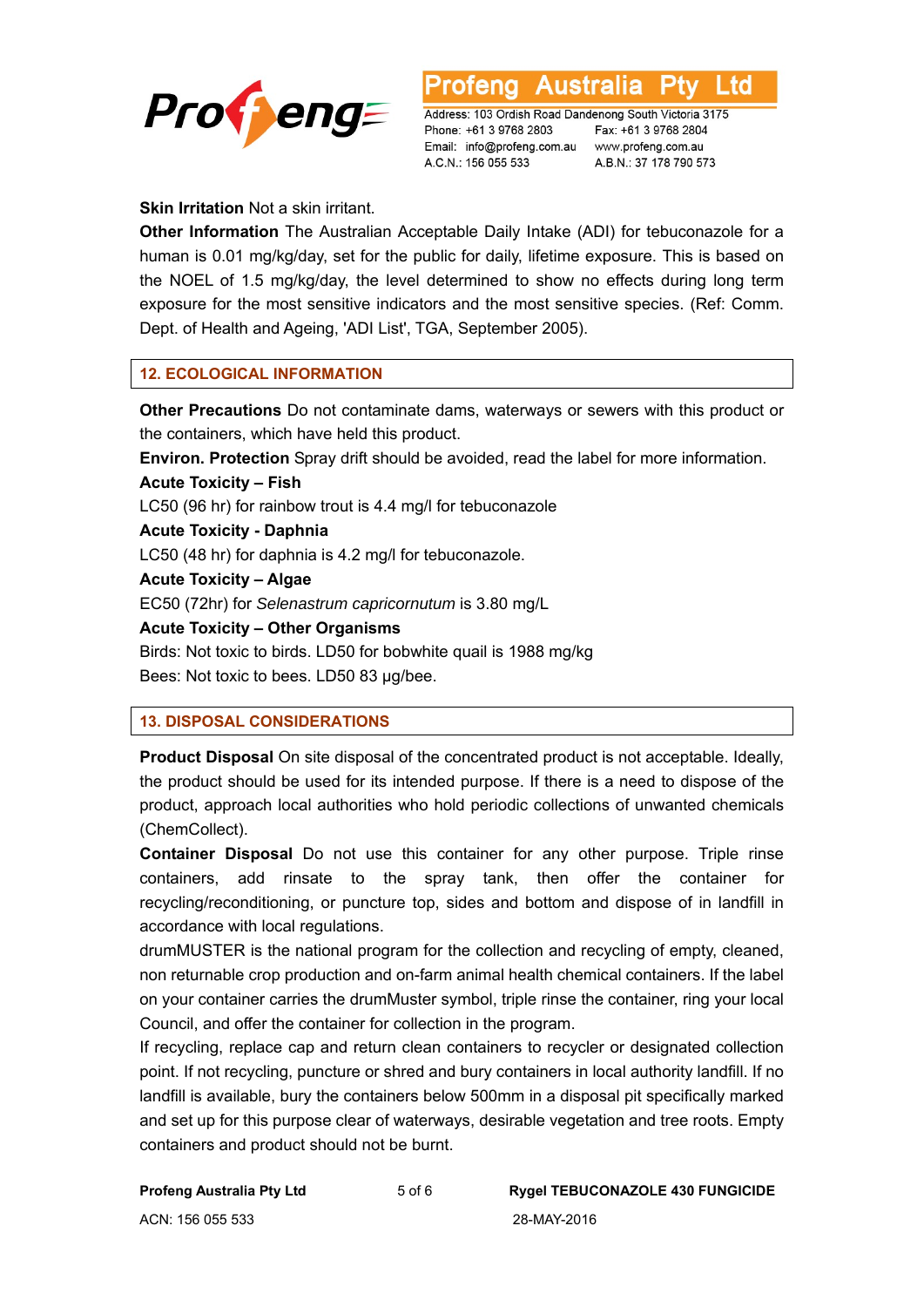**Skin Irritation** Not a skin irritant.

**Other Information** The Australian Acceptable Daily Intake (ADI) for tebuconazole for a human is 0.01 mg/kg/day, set for the public for daily, lifetime exposure. This is based on the NOEL of 1.5 mg/kg/day, the level determined to show no effects during long term exposure for the most sensitive indicators and the most sensitive species. (Ref: Comm. Dept. of Health and Ageing, 'ADI List', TGA, September 2005).

## 12. ECOLOGICAL INFORMATION

**Other Precautions** Do not contaminate dams, waterways or sewers with this product or the containers, which have held this product.

**Environ. Protection** Spray drift should be avoided, read the label for more information.

**Acute Toxicity – Fish**

LC50 (96 hr) for rainbow trout is 4.4 mg/l for tebuconazole

**Acute Toxicity - Daphnia**

LC50 (48 hr) for daphnia is 4.2 mg/l for tebuconazole.

**Acute Toxicity – Algae**

EC50 (72hr) for *Selenastrum capricornutum* is 3.80 mg/L

**Acute Toxicity – Other Organisms**

Birds: Not toxic to birds. LD50 for bobwhite quail is 1988 mg/kg

Bees: Not toxic to bees. LD50 83 µg/bee.

## 13. DISPOSAL CONSIDERATIONS

**Product Disposal** On site disposal of the concentrated product is not acceptable. Ideally, the product should be used for its intended purpose. If there is a need to dispose of the product, approach local authorities who hold periodic collections of unwanted chemicals (ChemCollect).

**Container Disposal** Do not use this container for any other purpose. Triple rinse containers, add rinsate to the spray tank, then offer the container for recycling/reconditioning, or puncture top, sides and bottom and dispose of in landfill in accordance with local regulations.

drumMUSTER is the national program for the collection and recycling of empty, cleaned, non returnable crop production and on-farm animal health chemical containers. If the label on your container carries the drumMuster symbol, triple rinse the container, ring your local Council, and offer the container for collection in the program.

If recycling, replace cap and return clean containers to recycler or designated collection point. If not recycling, puncture or shred and bury containers in local authority landfill. If no landfill is available, bury the containers below 500mm in a disposal pit specifically marked and set up for this purpose clear of waterways, desirable vegetation and tree roots. Empty containers and product should not be burnt.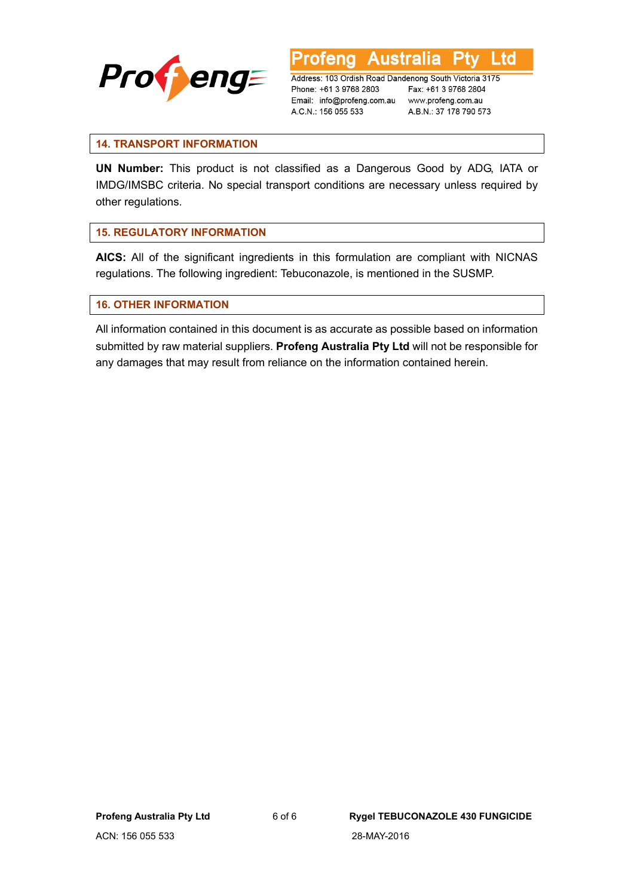## 14. TRANSPORT INFORMATION

**UN Number:** This product is not classified as a Dangerous Good by ADG, IATA or IMDG/IMSBC criteria. No special transport conditions are necessary unless required by other regulations.

## 15. REGULATORY INFORMATION

**AICS:** All of the significant ingredients in this formulation are compliant with NICNAS regulations. The following ingredient: Tebuconazole, is mentioned in the SUSMP.

## 16. OTHER INFORMATION

All information contained in this document is as accurate as possible based on information submitted by raw material suppliers. **Profeng Australia Pty Ltd** will not be responsible for any damages that may result from reliance on the information contained herein.